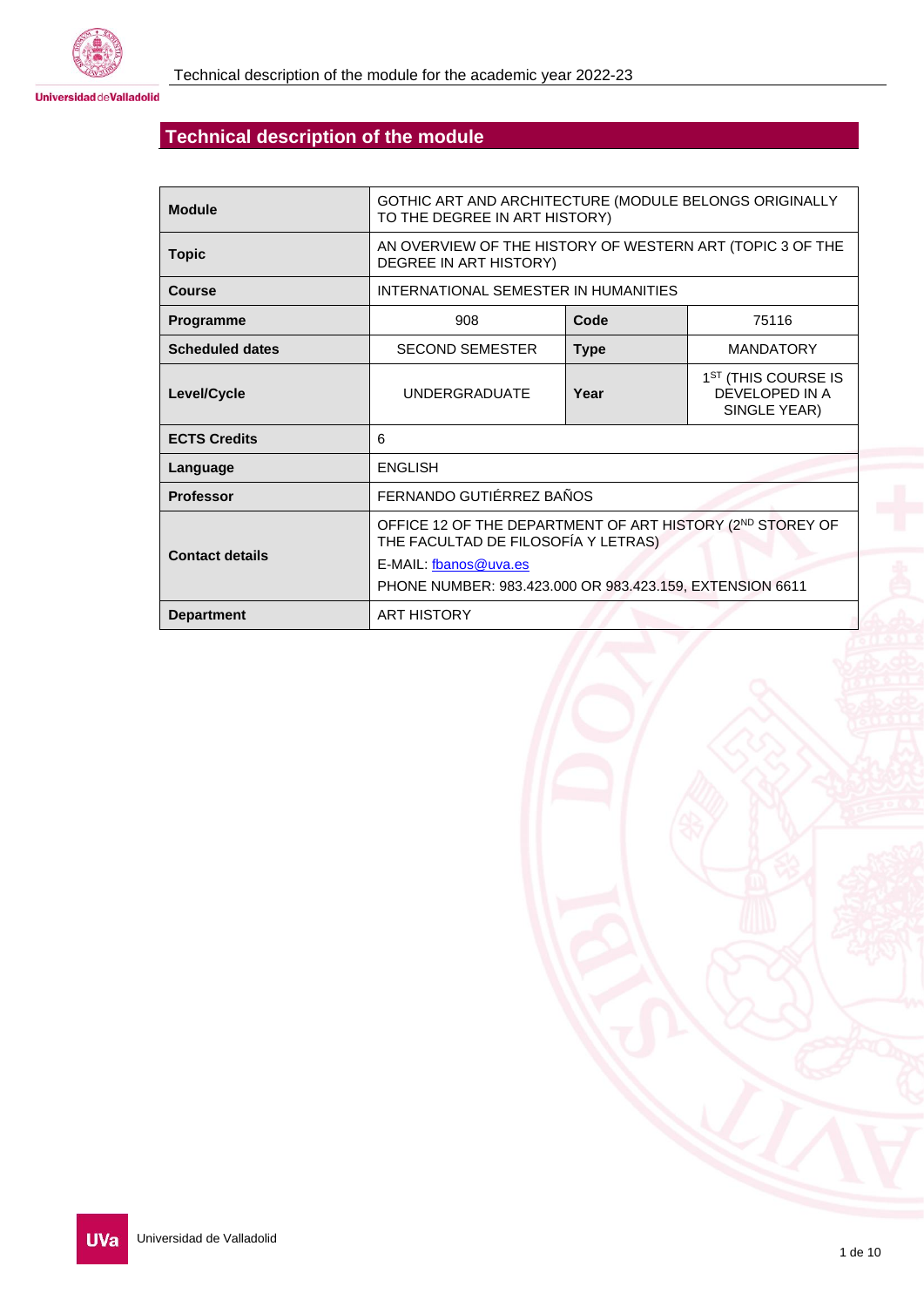# Technical description of the module

| Module | GOTHIC ART AND ARCHITECTURE (MODULE BELONGS ORIGINALLY TO THE DEGREE IN ART HISTORY) | | |
|---|---|---|---|
| **Topic** | AN OVERVIEW OF THE HISTORY OF WESTERN ART (TOPIC 3 OF THE DEGREE IN ART HISTORY) | | |
| **Course** | INTERNATIONAL SEMESTER IN HUMANITIES | | |
| **Programme** | 908 | **Code** | 75116 |
| **Scheduled dates** | SECOND SEMESTER | **Type** | MANDATORY |
| **Level/Cycle** | UNDERGRADUATE | **Year** | 1ST (THIS COURSE IS DEVELOPED IN A SINGLE YEAR) |
| **ECTS Credits** | 6 | | |
| **Language** | ENGLISH | | |
| **Professor** | FERNANDO GUTIÉRREZ BAÑOS | | |
| **Contact details** | OFFICE 12 OF THE DEPARTMENT OF ART HISTORY (2ND STOREY OF THE FACULTAD DE FILOSOFÍA Y LETRAS)<br>E-MAIL: fbanos@uva.es<br>PHONE NUMBER: 983.423.000 OR 983.423.159, EXTENSION 6611 | | |
| **Department** | ART HISTORY | | |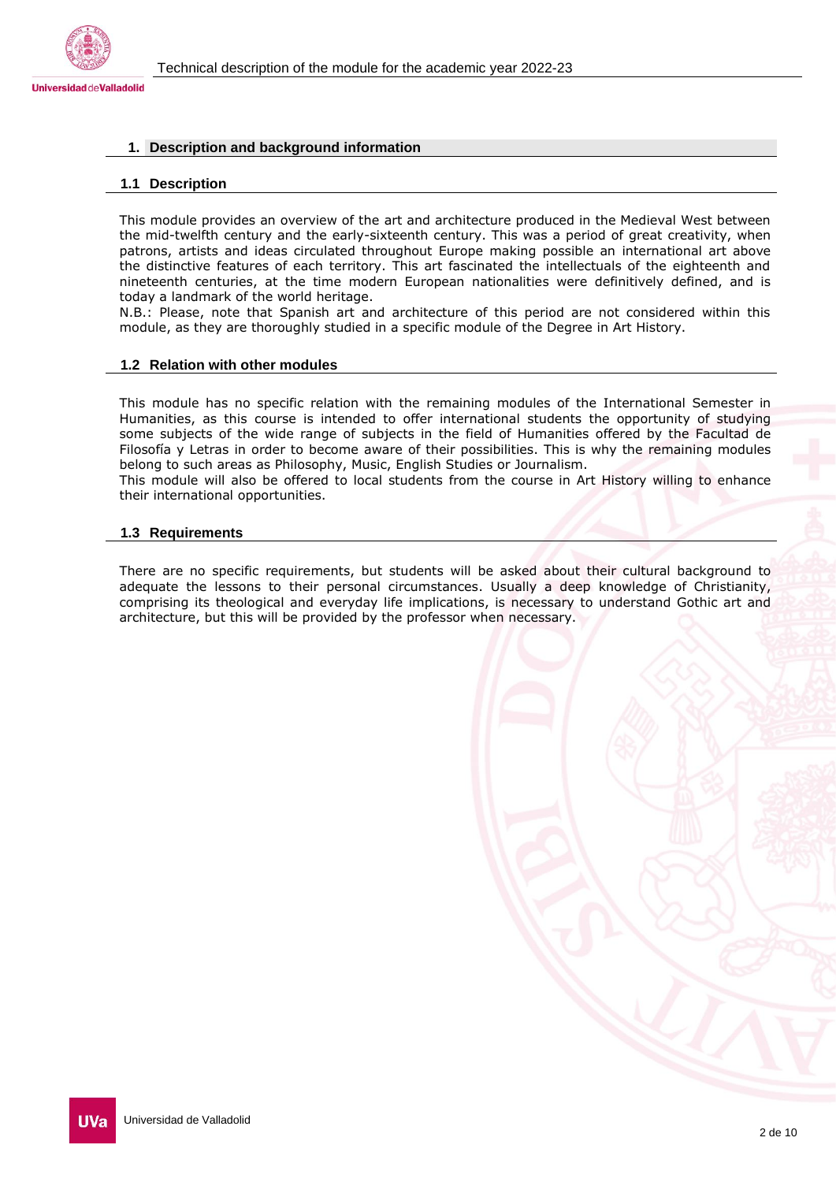## 1. Description and background information

### 1.1 Description

This module provides an overview of the art and architecture produced in the Medieval West between the mid-twelfth century and the early-sixteenth century. This was a period of great creativity, when patrons, artists and ideas circulated throughout Europe making possible an international art above the distinctive features of each territory. This art fascinated the intellectuals of the eighteenth and nineteenth centuries, at the time modern European nationalities were definitively defined, and is today a landmark of the world heritage.
N.B.: Please, note that Spanish art and architecture of this period are not considered within this module, as they are thoroughly studied in a specific module of the Degree in Art History.

### 1.2 Relation with other modules

This module has no specific relation with the remaining modules of the International Semester in Humanities, as this course is intended to offer international students the opportunity of studying some subjects of the wide range of subjects in the field of Humanities offered by the Facultad de Filosofía y Letras in order to become aware of their possibilities. This is why the remaining modules belong to such areas as Philosophy, Music, English Studies or Journalism.
This module will also be offered to local students from the course in Art History willing to enhance their international opportunities.

### 1.3 Requirements

There are no specific requirements, but students will be asked about their cultural background to adequate the lessons to their personal circumstances. Usually a deep knowledge of Christianity, comprising its theological and everyday life implications, is necessary to understand Gothic art and architecture, but this will be provided by the professor when necessary.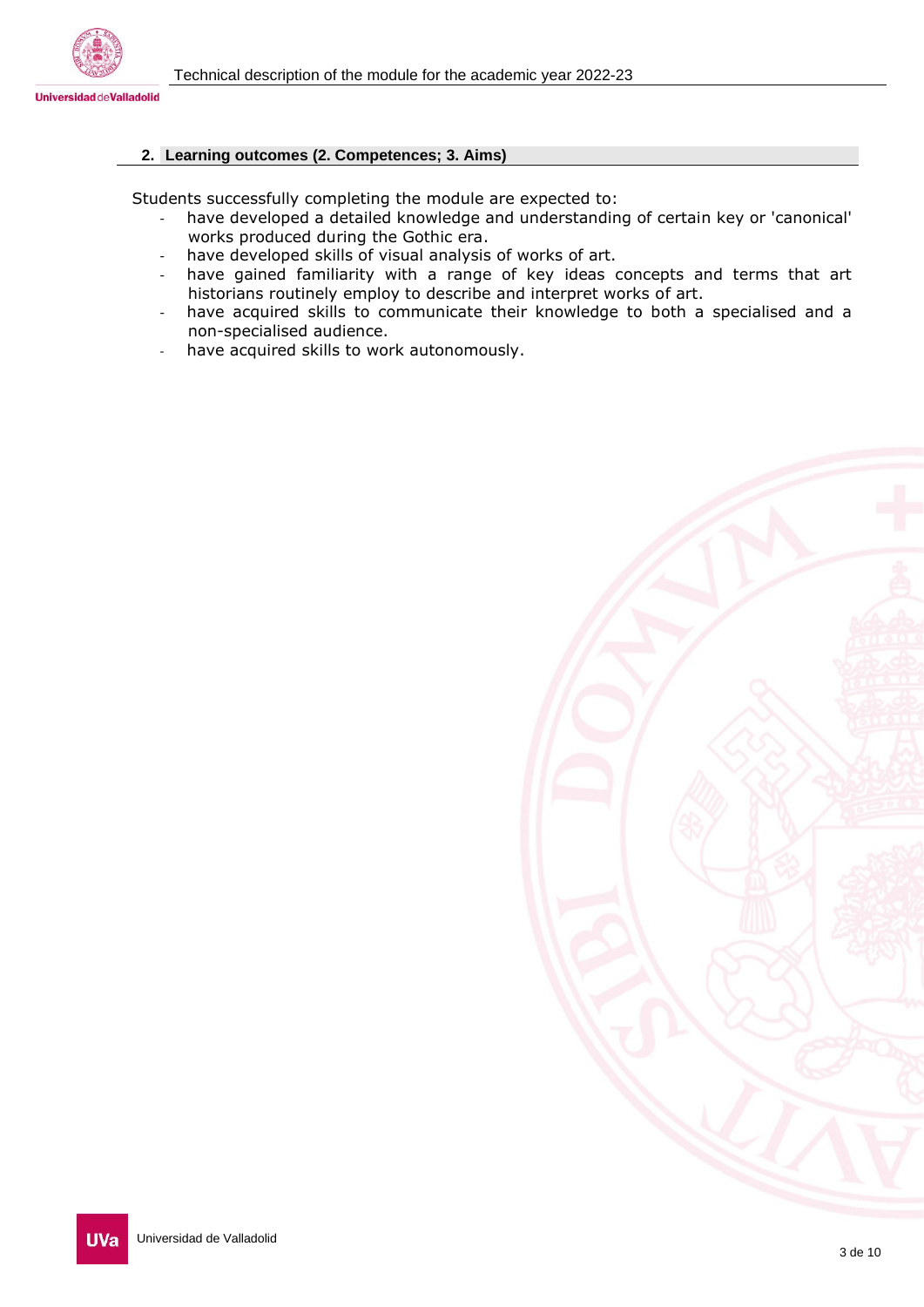## 2. Learning outcomes (2. Competences; 3. Aims)

Students successfully completing the module are expected to:

- have developed a detailed knowledge and understanding of certain key or 'canonical' works produced during the Gothic era.
- have developed skills of visual analysis of works of art.
- have gained familiarity with a range of key ideas concepts and terms that art historians routinely employ to describe and interpret works of art.
- have acquired skills to communicate their knowledge to both a specialised and a non-specialised audience.
- have acquired skills to work autonomously.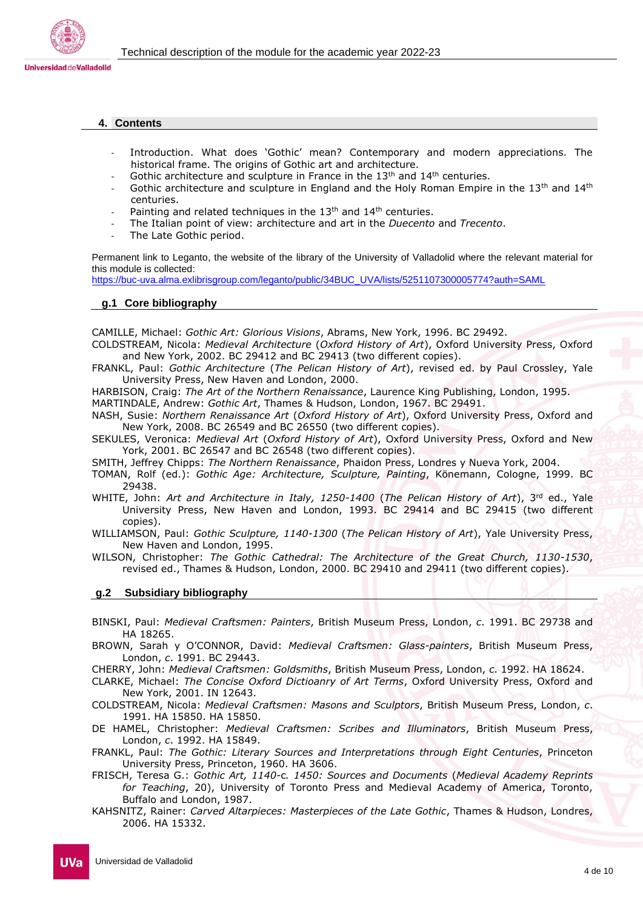## 4. Contents

- Introduction. What does 'Gothic' mean? Contemporary and modern appreciations. The historical frame. The origins of Gothic art and architecture.
- Gothic architecture and sculpture in France in the 13th and 14th centuries.
- Gothic architecture and sculpture in England and the Holy Roman Empire in the 13th and 14th centuries.
- Painting and related techniques in the 13th and 14th centuries.
- The Italian point of view: architecture and art in the *Duecento* and *Trecento*.
- The Late Gothic period.

Permanent link to Leganto, the website of the library of the University of Valladolid where the relevant material for this module is collected:
https://buc-uva.alma.exlibrisgroup.com/leganto/public/34BUC_UVA/lists/5251107300005774?auth=SAML

### g.1 Core bibliography

CAMILLE, Michael: *Gothic Art: Glorious Visions*, Abrams, New York, 1996. BC 29492.

COLDSTREAM, Nicola: *Medieval Architecture* (*Oxford History of Art*), Oxford University Press, Oxford and New York, 2002. BC 29412 and BC 29413 (two different copies).

FRANKL, Paul: *Gothic Architecture* (*The Pelican History of Art*), revised ed. by Paul Crossley, Yale University Press, New Haven and London, 2000.

HARBISON, Craig: *The Art of the Northern Renaissance*, Laurence King Publishing, London, 1995.

MARTINDALE, Andrew: *Gothic Art*, Thames & Hudson, London, 1967. BC 29491.

NASH, Susie: *Northern Renaissance Art* (*Oxford History of Art*), Oxford University Press, Oxford and New York, 2008. BC 26549 and BC 26550 (two different copies).

SEKULES, Veronica: *Medieval Art* (*Oxford History of Art*), Oxford University Press, Oxford and New York, 2001. BC 26547 and BC 26548 (two different copies).

SMITH, Jeffrey Chipps: *The Northern Renaissance*, Phaidon Press, Londres y Nueva York, 2004.

TOMAN, Rolf (ed.): *Gothic Age: Architecture, Sculpture, Painting*, Könemann, Cologne, 1999. BC 29438.

WHITE, John: *Art and Architecture in Italy, 1250-1400* (*The Pelican History of Art*), 3rd ed., Yale University Press, New Haven and London, 1993. BC 29414 and BC 29415 (two different copies).

WILLIAMSON, Paul: *Gothic Sculpture, 1140-1300* (*The Pelican History of Art*), Yale University Press, New Haven and London, 1995.

WILSON, Christopher: *The Gothic Cathedral: The Architecture of the Great Church, 1130-1530*, revised ed., Thames & Hudson, London, 2000. BC 29410 and 29411 (two different copies).

### g.2 Subsidiary bibliography

BINSKI, Paul: *Medieval Craftsmen: Painters*, British Museum Press, London, *c*. 1991. BC 29738 and HA 18265.

BROWN, Sarah y O'CONNOR, David: *Medieval Craftsmen: Glass-painters*, British Museum Press, London, *c*. 1991. BC 29443.

CHERRY, John: *Medieval Craftsmen: Goldsmiths*, British Museum Press, London, *c*. 1992. HA 18624.

CLARKE, Michael: *The Concise Oxford Dictioanry of Art Terms*, Oxford University Press, Oxford and New York, 2001. IN 12643.

COLDSTREAM, Nicola: *Medieval Craftsmen: Masons and Sculptors*, British Museum Press, London, *c*. 1991. HA 15850. HA 15850.

DE HAMEL, Christopher: *Medieval Craftsmen: Scribes and Illuminators*, British Museum Press, London, *c*. 1992. HA 15849.

FRANKL, Paul: *The Gothic: Literary Sources and Interpretations through Eight Centuries*, Princeton University Press, Princeton, 1960. HA 3606.

FRISCH, Teresa G.: *Gothic Art, 1140-c. 1450: Sources and Documents* (*Medieval Academy Reprints for Teaching*, 20), University of Toronto Press and Medieval Academy of America, Toronto, Buffalo and London, 1987.

KAHSNITZ, Rainer: *Carved Altarpieces: Masterpieces of the Late Gothic*, Thames & Hudson, Londres, 2006. HA 15332.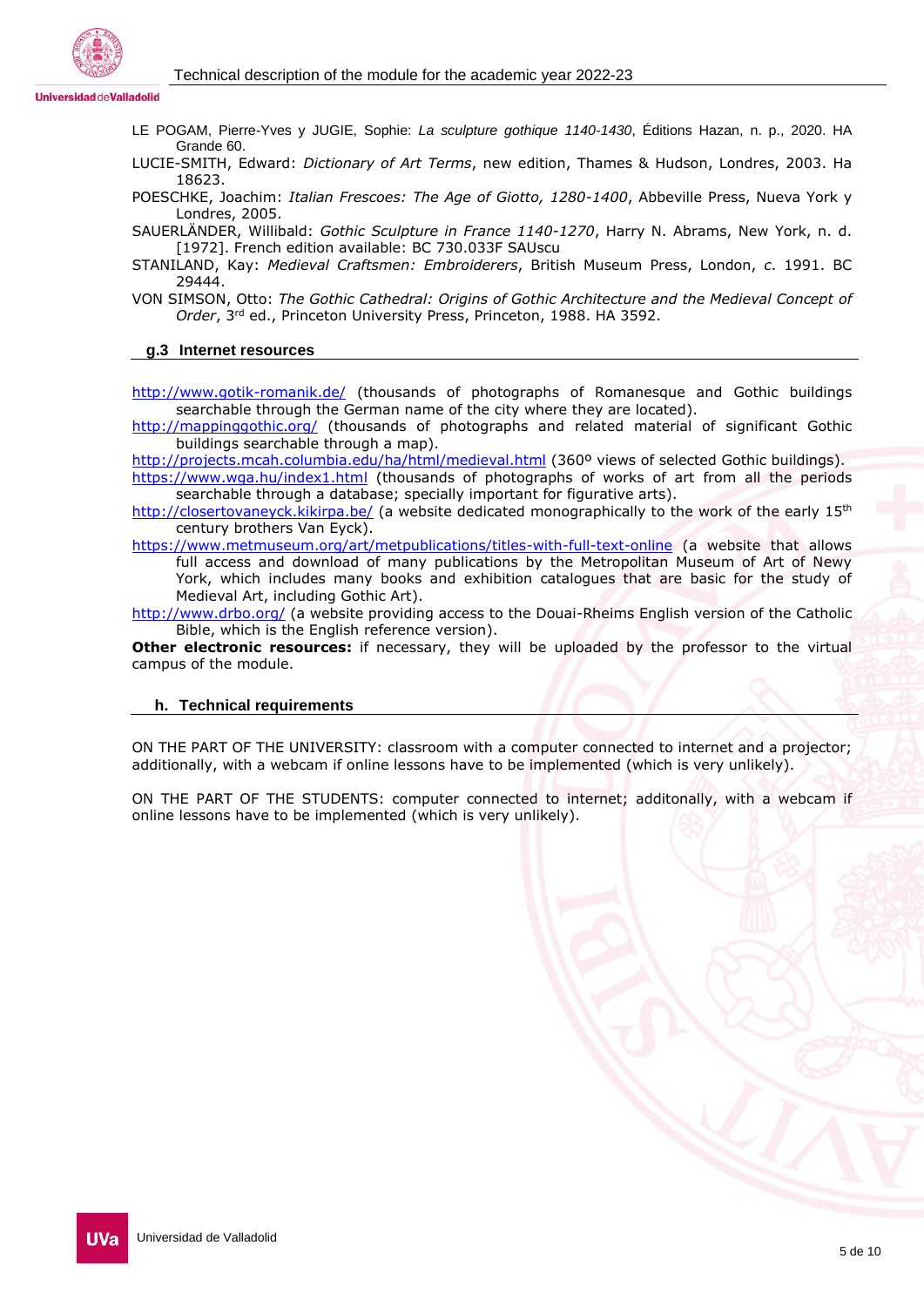LE POGAM, Pierre-Yves y JUGIE, Sophie: *La sculpture gothique 1140-1430*, Éditions Hazan, n. p., 2020. HA Grande 60.

LUCIE-SMITH, Edward: *Dictionary of Art Terms*, new edition, Thames & Hudson, Londres, 2003. Ha 18623.

POESCHKE, Joachim: *Italian Frescoes: The Age of Giotto, 1280-1400*, Abbeville Press, Nueva York y Londres, 2005.

SAUERLÄNDER, Willibald: *Gothic Sculpture in France 1140-1270*, Harry N. Abrams, New York, n. d. [1972]. French edition available: BC 730.033F SAUscu

STANILAND, Kay: *Medieval Craftsmen: Embroiderers*, British Museum Press, London, *c*. 1991. BC 29444.

VON SIMSON, Otto: *The Gothic Cathedral: Origins of Gothic Architecture and the Medieval Concept of Order*, 3rd ed., Princeton University Press, Princeton, 1988. HA 3592.

### g.3 Internet resources

http://www.gotik-romanik.de/ (thousands of photographs of Romanesque and Gothic buildings searchable through the German name of the city where they are located).

http://mappinggothic.org/ (thousands of photographs and related material of significant Gothic buildings searchable through a map).

http://projects.mcah.columbia.edu/ha/html/medieval.html (360º views of selected Gothic buildings).

https://www.wga.hu/index1.html (thousands of photographs of works of art from all the periods searchable through a database; specially important for figurative arts).

http://closertovaneyck.kikirpa.be/ (a website dedicated monographically to the work of the early 15th century brothers Van Eyck).

https://www.metmuseum.org/art/metpublications/titles-with-full-text-online (a website that allows full access and download of many publications by the Metropolitan Museum of Art of Newy York, which includes many books and exhibition catalogues that are basic for the study of Medieval Art, including Gothic Art).

http://www.drbo.org/ (a website providing access to the Douai-Rheims English version of the Catholic Bible, which is the English reference version).

**Other electronic resources:** if necessary, they will be uploaded by the professor to the virtual campus of the module.

## h. Technical requirements

ON THE PART OF THE UNIVERSITY: classroom with a computer connected to internet and a projector; additionally, with a webcam if online lessons have to be implemented (which is very unlikely).

ON THE PART OF THE STUDENTS: computer connected to internet; additonally, with a webcam if online lessons have to be implemented (which is very unlikely).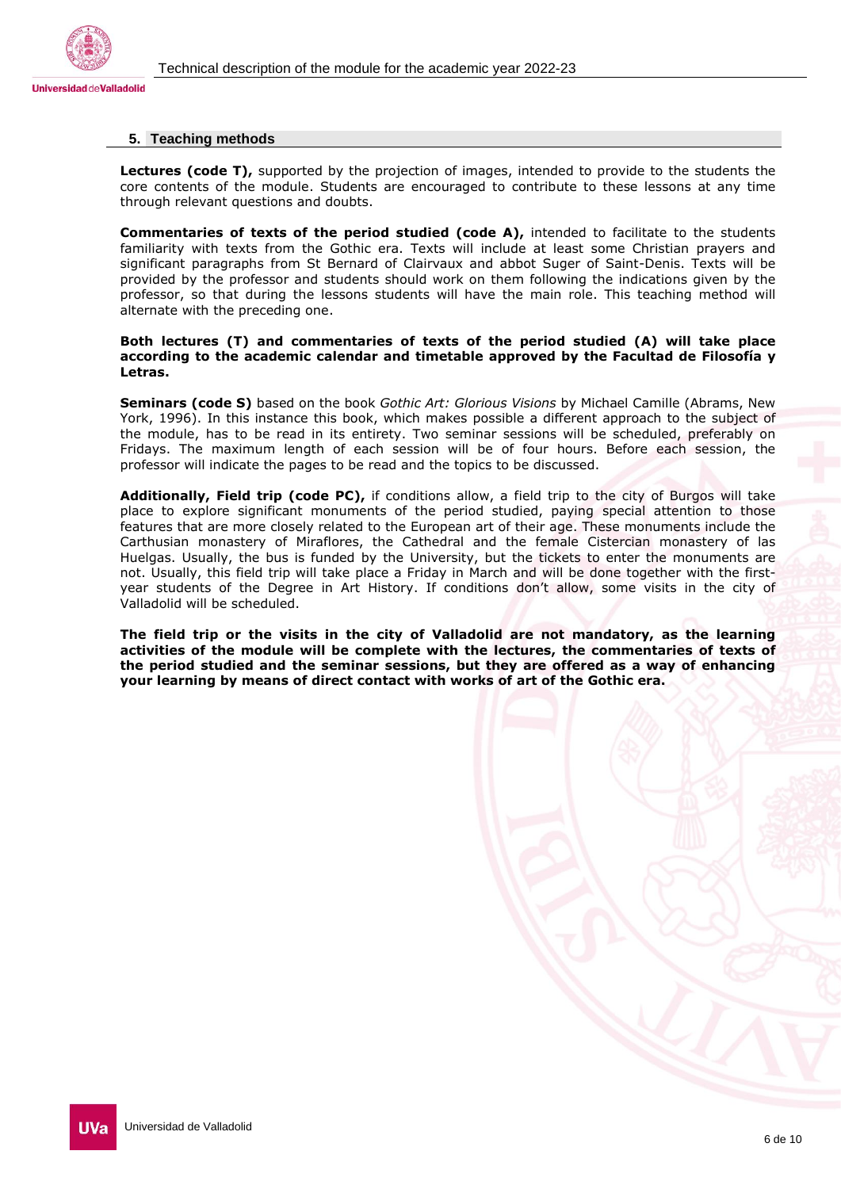## 5. Teaching methods

**Lectures (code T),** supported by the projection of images, intended to provide to the students the core contents of the module. Students are encouraged to contribute to these lessons at any time through relevant questions and doubts.

**Commentaries of texts of the period studied (code A),** intended to facilitate to the students familiarity with texts from the Gothic era. Texts will include at least some Christian prayers and significant paragraphs from St Bernard of Clairvaux and abbot Suger of Saint-Denis. Texts will be provided by the professor and students should work on them following the indications given by the professor, so that during the lessons students will have the main role. This teaching method will alternate with the preceding one.

**Both lectures (T) and commentaries of texts of the period studied (A) will take place according to the academic calendar and timetable approved by the Facultad de Filosofía y Letras.**

**Seminars (code S)** based on the book *Gothic Art: Glorious Visions* by Michael Camille (Abrams, New York, 1996). In this instance this book, which makes possible a different approach to the subject of the module, has to be read in its entirety. Two seminar sessions will be scheduled, preferably on Fridays. The maximum length of each session will be of four hours. Before each session, the professor will indicate the pages to be read and the topics to be discussed.

**Additionally, Field trip (code PC),** if conditions allow, a field trip to the city of Burgos will take place to explore significant monuments of the period studied, paying special attention to those features that are more closely related to the European art of their age. These monuments include the Carthusian monastery of Miraflores, the Cathedral and the female Cistercian monastery of las Huelgas. Usually, the bus is funded by the University, but the tickets to enter the monuments are not. Usually, this field trip will take place a Friday in March and will be done together with the first-year students of the Degree in Art History. If conditions don't allow, some visits in the city of Valladolid will be scheduled.

**The field trip or the visits in the city of Valladolid are not mandatory, as the learning activities of the module will be complete with the lectures, the commentaries of texts of the period studied and the seminar sessions, but they are offered as a way of enhancing your learning by means of direct contact with works of art of the Gothic era.**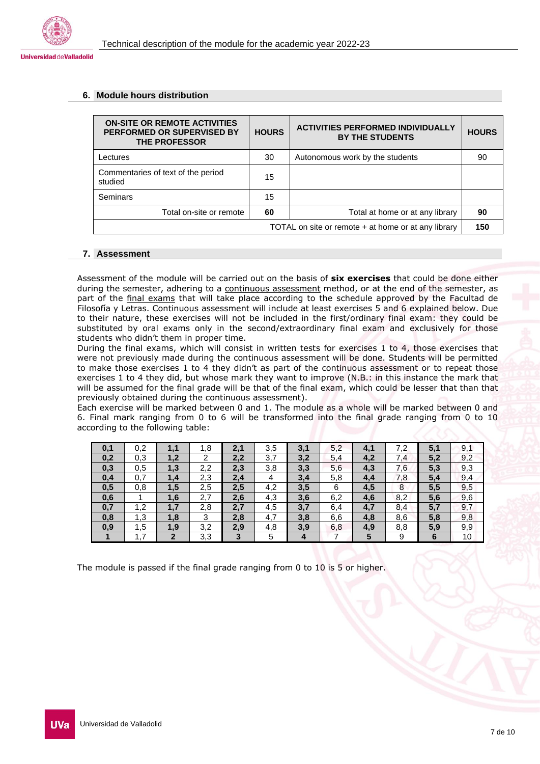## 6. Module hours distribution

| ON-SITE OR REMOTE ACTIVITIES PERFORMED OR SUPERVISED BY THE PROFESSOR | HOURS | ACTIVITIES PERFORMED INDIVIDUALLY BY THE STUDENTS | HOURS |
|---|---|---|---|
| Lectures | 30 | Autonomous work by the students | 90 |
| Commentaries of text of the period studied | 15 | | |
| Seminars | 15 | | |
| Total on-site or remote | **60** | Total at home or at any library | **90** |
| TOTAL on site or remote + at home or at any library | | | **150** |

## 7. Assessment

Assessment of the module will be carried out on the basis of **six exercises** that could be done either during the semester, adhering to a continuous assessment method, or at the end of the semester, as part of the final exams that will take place according to the schedule approved by the Facultad de Filosofía y Letras. Continuous assessment will include at least exercises 5 and 6 explained below. Due to their nature, these exercises will not be included in the first/ordinary final exam: they could be substituted by oral exams only in the second/extraordinary final exam and exclusively for those students who didn't them in proper time.

During the final exams, which will consist in written tests for exercises 1 to 4, those exercises that were not previously made during the continuous assessment will be done. Students will be permitted to make those exercises 1 to 4 they didn't as part of the continuous assessment or to repeat those exercises 1 to 4 they did, but whose mark they want to improve (N.B.: in this instance the mark that will be assumed for the final grade will be that of the final exam, which could be lesser that than that previously obtained during the continuous assessment).

Each exercise will be marked between 0 and 1. The module as a whole will be marked between 0 and 6. Final mark ranging from 0 to 6 will be transformed into the final grade ranging from 0 to 10 according to the following table:

| **0,1** | 0,2 | **1,1** | 1,8 | **2,1** | 3,5 | **3,1** | 5,2 | **4,1** | 7,2 | **5,1** | 9,1 |
|---|---|---|---|---|---|---|---|---|---|---|---|
| **0,2** | 0,3 | **1,2** | 2 | **2,2** | 3,7 | **3,2** | 5,4 | **4,2** | 7,4 | **5,2** | 9,2 |
| **0,3** | 0,5 | **1,3** | 2,2 | **2,3** | 3,8 | **3,3** | 5,6 | **4,3** | 7,6 | **5,3** | 9,3 |
| **0,4** | 0,7 | **1,4** | 2,3 | **2,4** | 4 | **3,4** | 5,8 | **4,4** | 7,8 | **5,4** | 9,4 |
| **0,5** | 0,8 | **1,5** | 2,5 | **2,5** | 4,2 | **3,5** | 6 | **4,5** | 8 | **5,5** | 9,5 |
| **0,6** | 1 | **1,6** | 2,7 | **2,6** | 4,3 | **3,6** | 6,2 | **4,6** | 8,2 | **5,6** | 9,6 |
| **0,7** | 1,2 | **1,7** | 2,8 | **2,7** | 4,5 | **3,7** | 6,4 | **4,7** | 8,4 | **5,7** | 9,7 |
| **0,8** | 1,3 | **1,8** | 3 | **2,8** | 4,7 | **3,8** | 6,6 | **4,8** | 8,6 | **5,8** | 9,8 |
| **0,9** | 1,5 | **1,9** | 3,2 | **2,9** | 4,8 | **3,9** | 6,8 | **4,9** | 8,8 | **5,9** | 9,9 |
| **1** | 1,7 | **2** | 3,3 | **3** | 5 | **4** | 7 | **5** | 9 | **6** | 10 |

The module is passed if the final grade ranging from 0 to 10 is 5 or higher.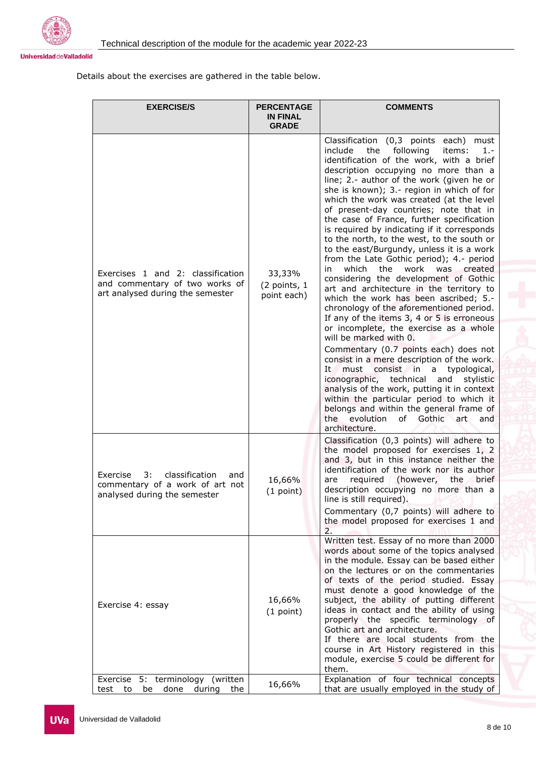Details about the exercises are gathered in the table below.

| EXERCISE/S | PERCENTAGE IN FINAL GRADE | COMMENTS |
|---|---|---|
| Exercises 1 and 2: classification and commentary of two works of art analysed during the semester | 33,33% (2 points, 1 point each) | Classification (0,3 points each) must include the following items: 1.- identification of the work, with a brief description occupying no more than a line; 2.- author of the work (given he or she is known); 3.- region in which of for which the work was created (at the level of present-day countries; note that in the case of France, further specification is required by indicating if it corresponds to the north, to the west, to the south or to the east/Burgundy, unless it is a work from the Late Gothic period); 4.- period in which the work was created considering the development of Gothic art and architecture in the territory to which the work has been ascribed; 5.- chronology of the aforementioned period. If any of the items 3, 4 or 5 is erroneous or incomplete, the exercise as a whole will be marked with 0. Commentary (0.7 points each) does not consist in a mere description of the work. It must consist in a typological, iconographic, technical and stylistic analysis of the work, putting it in context within the particular period to which it belongs and within the general frame of the evolution of Gothic art and architecture. |
| Exercise 3: classification and commentary of a work of art not analysed during the semester | 16,66% (1 point) | Classification (0,3 points) will adhere to the model proposed for exercises 1, 2 and 3, but in this instance neither the identification of the work nor its author are required (however, the brief description occupying no more than a line is still required). Commentary (0,7 points) will adhere to the model proposed for exercises 1 and 2. |
| Exercise 4: essay | 16,66% (1 point) | Written test. Essay of no more than 2000 words about some of the topics analysed in the module. Essay can be based either on the lectures or on the commentaries of texts of the period studied. Essay must denote a good knowledge of the subject, the ability of putting different ideas in contact and the ability of using properly the specific terminology of Gothic art and architecture. If there are local students from the course in Art History registered in this module, exercise 5 could be different for them. |
| Exercise 5: terminology (written test to be done during the | 16,66% | Explanation of four technical concepts that are usually employed in the study of |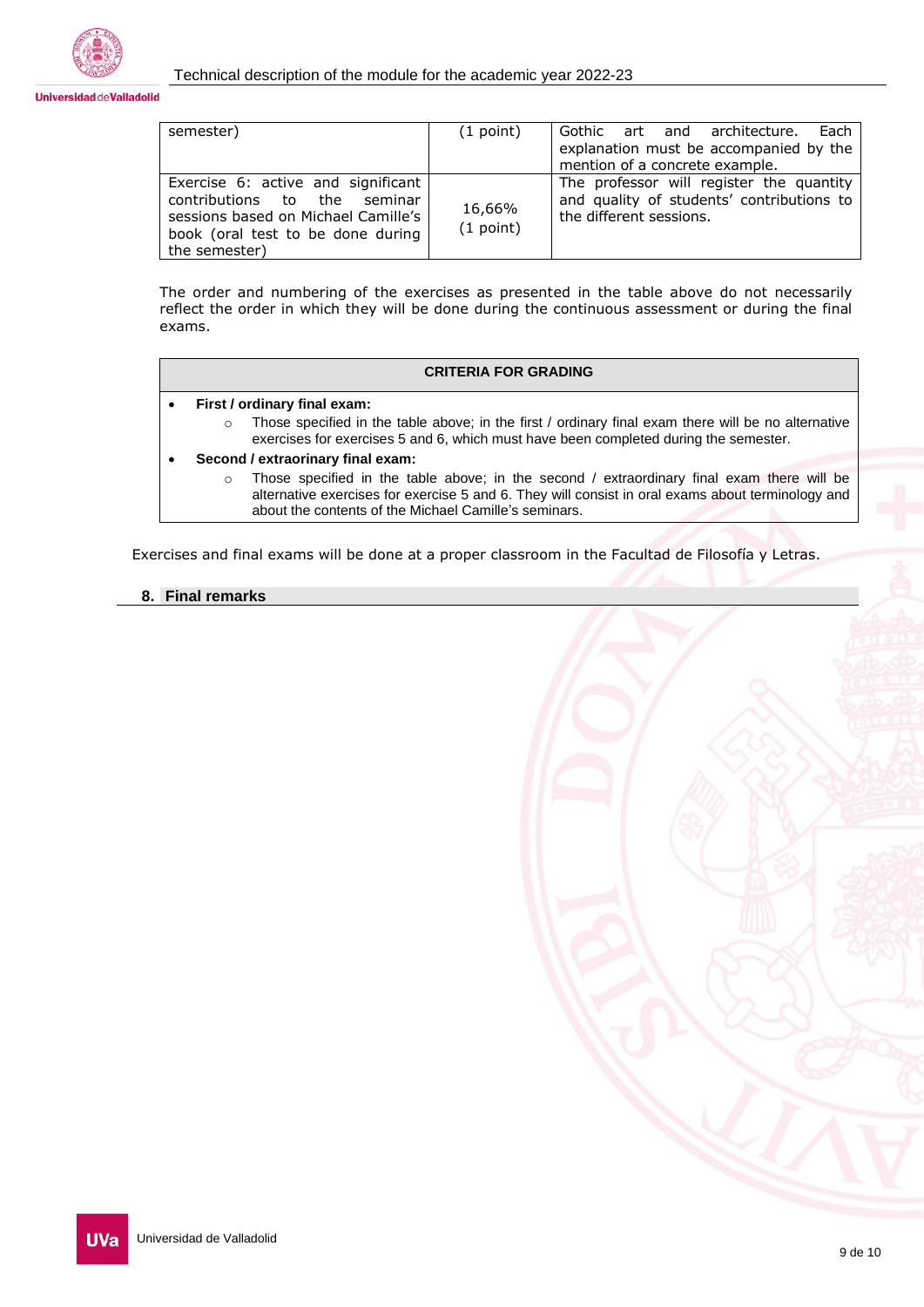| | | |
|---|---|---|
| semester) | (1 point) | Gothic art and architecture. Each explanation must be accompanied by the mention of a concrete example. |
| Exercise 6: active and significant contributions to the seminar sessions based on Michael Camille's book (oral test to be done during the semester) | 16,66% (1 point) | The professor will register the quantity and quality of students' contributions to the different sessions. |

The order and numbering of the exercises as presented in the table above do not necessarily reflect the order in which they will be done during the continuous assessment or during the final exams.

**CRITERIA FOR GRADING**

- **First / ordinary final exam:**
  - Those specified in the table above; in the first / ordinary final exam there will be no alternative exercises for exercises 5 and 6, which must have been completed during the semester.
- **Second / extraordinary final exam:**
  - Those specified in the table above; in the second / extraordinary final exam there will be alternative exercises for exercise 5 and 6. They will consist in oral exams about terminology and about the contents of the Michael Camille's seminars.

Exercises and final exams will be done at a proper classroom in the Facultad de Filosofía y Letras.

## 8. Final remarks